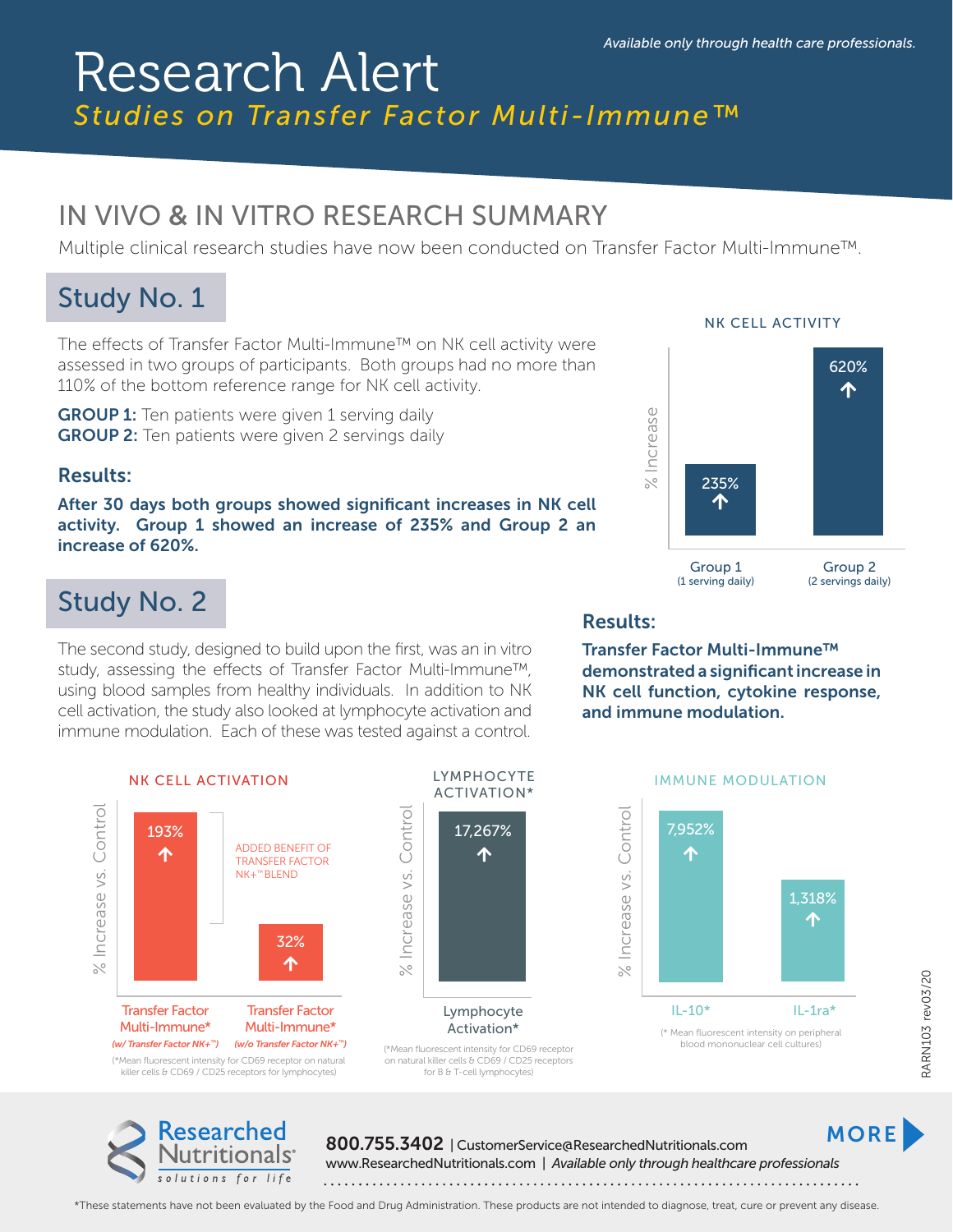*Available only through health care professionals.*

# Research Alert

***Studies on Transfer Factor Multi-Immune™***

## IN VIVO & IN VITRO RESEARCH SUMMARY

Multiple clinical research studies have now been conducted on Transfer Factor Multi-Immune™.

## Study No. 1

The effects of Transfer Factor Multi-Immune™ on NK cell activity were assessed in two groups of participants. Both groups had no more than 110% of the bottom reference range for NK cell activity.

**GROUP 1:** Ten patients were given 1 serving daily
**GROUP 2:** Ten patients were given 2 servings daily

### Results:

**After 30 days both groups showed significant increases in NK cell activity. Group 1 showed an increase of 235% and Group 2 an increase of 620%.**

NK CELL ACTIVITY

| | % Increase |
|---|---|
| Group 1 (1 serving daily) | 235% ↑ |
| Group 2 (2 servings daily) | 620% ↑ |

## Study No. 2

The second study, designed to build upon the first, was an in vitro study, assessing the effects of Transfer Factor Multi-Immune™, using blood samples from healthy individuals. In addition to NK cell activation, the study also looked at lymphocyte activation and immune modulation. Each of these was tested against a control.

### Results:

**Transfer Factor Multi-Immune™ demonstrated a significant increase in NK cell function, cytokine response, and immune modulation.**

NK CELL ACTIVATION

| | % Increase vs. Control |
|---|---|
| Transfer Factor Multi-Immune* (w/ Transfer Factor NK+™) | 193% ↑ |
| Transfer Factor Multi-Immune* (w/o Transfer Factor NK+™) | 32% ↑ |

ADDED BENEFIT OF TRANSFER FACTOR NK+™ BLEND

(*Mean fluorescent intensity for CD69 receptor on natural killer cells & CD69 / CD25 receptors for lymphocytes)

LYMPHOCYTE ACTIVATION*

| | % Increase vs. Control |
|---|---|
| Lymphocyte Activation* | 17,267% ↑ |

(*Mean fluorescent intensity for CD69 receptor on natural killer cells & CD69 / CD25 receptors for B & T-cell lymphocytes)

IMMUNE MODULATION

| | % Increase vs. Control |
|---|---|
| IL-10* | 7,952% ↑ |
| IL-1ra* | 1,318% ↑ |

(* Mean fluorescent intensity on peripheral blood mononuclear cell cultures)

RARN103 rev03/20

Researched Nutritionals® *solutions for life*

**800.755.3402** | CustomerService@ResearchedNutritionals.com
www.ResearchedNutritionals.com | *Available only through healthcare professionals*

**MORE**

*These statements have not been evaluated by the Food and Drug Administration. These products are not intended to diagnose, treat, cure or prevent any disease.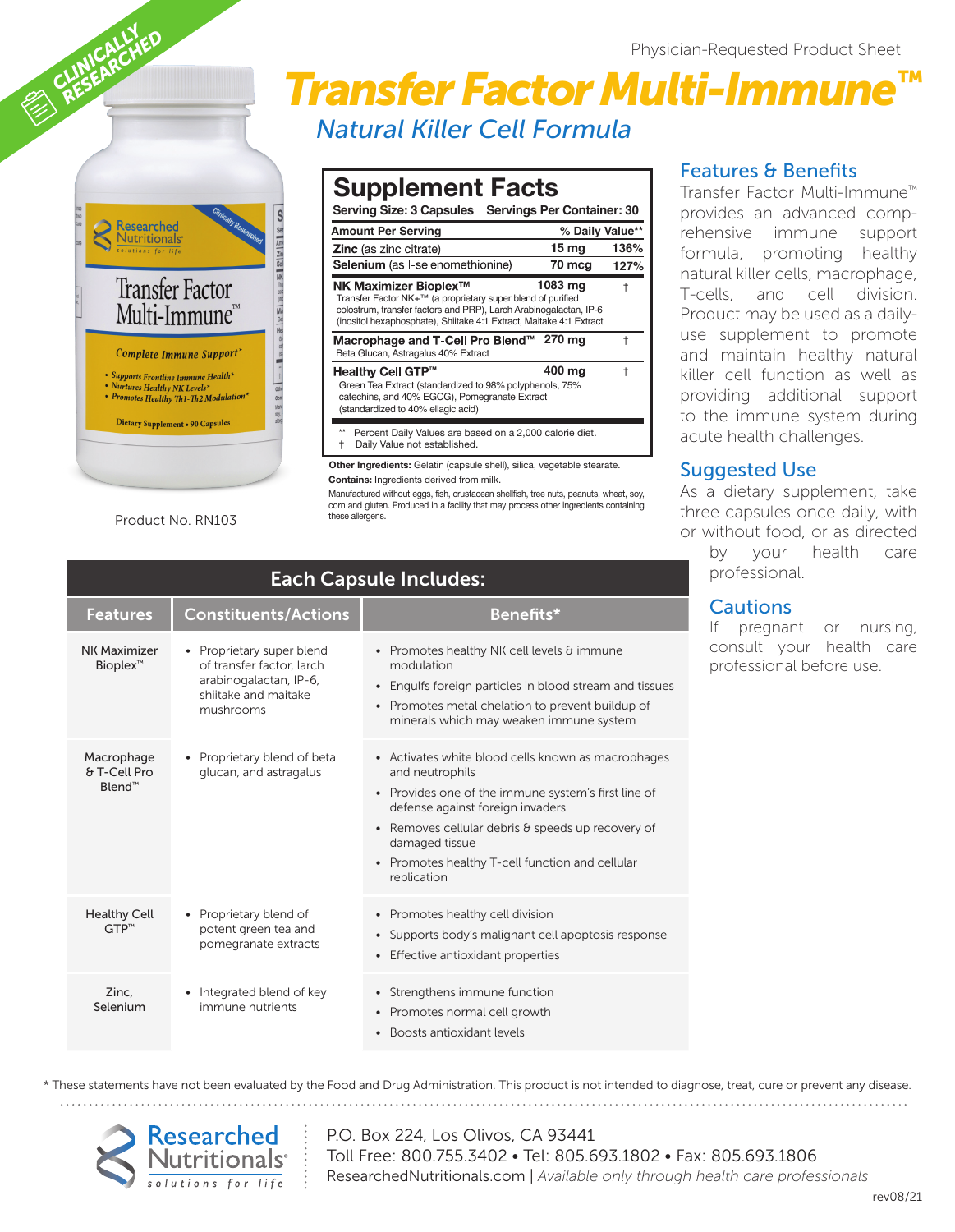CLINICALLY RESEARCHED

Physician-Requested Product Sheet

# Transfer Factor Multi-Immune™

## *Natural Killer Cell Formula*

Product No. RN103

## Supplement Facts

**Serving Size: 3 Capsules   Servings Per Container: 30**

| Amount Per Serving | | % Daily Value** |
|---|---|---|
| **Zinc** (as zinc citrate) | 15 mg | 136% |
| **Selenium** (as l-selenomethionine) | 70 mcg | 127% |
| **NK Maximizer Bioplex™** Transfer Factor NK+™ (a proprietary super blend of purified colostrum, transfer factors and PRP), Larch Arabinogalactan, IP-6 (inositol hexaphosphate), Shiitake 4:1 Extract, Maitake 4:1 Extract | 1083 mg | † |
| **Macrophage and T-Cell Pro Blend™** Beta Glucan, Astragalus 40% Extract | 270 mg | † |
| **Healthy Cell GTP™** Green Tea Extract (standardized to 98% polyphenols, 75% catechins, and 40% EGCG), Pomegranate Extract (standardized to 40% ellagic acid) | 400 mg | † |

** Percent Daily Values are based on a 2,000 calorie diet.
† Daily Value not established.

**Other Ingredients:** Gelatin (capsule shell), silica, vegetable stearate.

**Contains:** Ingredients derived from milk.

Manufactured without eggs, fish, crustacean shellfish, tree nuts, peanuts, wheat, soy, corn and gluten. Produced in a facility that may process other ingredients containing these allergens.

## Features & Benefits

Transfer Factor Multi-Immune™ provides an advanced comprehensive immune support formula, promoting healthy natural killer cells, macrophage, T-cells, and cell division. Product may be used as a daily-use supplement to promote and maintain healthy natural killer cell function as well as providing additional support to the immune system during acute health challenges.

## Suggested Use

As a dietary supplement, take three capsules once daily, with or without food, or as directed by your health care professional.

## Cautions

If pregnant or nursing, consult your health care professional before use.

## Each Capsule Includes:

| Features | Constituents/Actions | Benefits* |
|---|---|---|
| NK Maximizer Bioplex™ | • Proprietary super blend of transfer factor, larch arabinogalactan, IP-6, shiitake and maitake mushrooms | • Promotes healthy NK cell levels & immune modulation<br>• Engulfs foreign particles in blood stream and tissues<br>• Promotes metal chelation to prevent buildup of minerals which may weaken immune system |
| Macrophage & T-Cell Pro Blend™ | • Proprietary blend of beta glucan, and astragalus | • Activates white blood cells known as macrophages and neutrophils<br>• Provides one of the immune system's first line of defense against foreign invaders<br>• Removes cellular debris & speeds up recovery of damaged tissue<br>• Promotes healthy T-cell function and cellular replication |
| Healthy Cell GTP™ | • Proprietary blend of potent green tea and pomegranate extracts | • Promotes healthy cell division<br>• Supports body's malignant cell apoptosis response<br>• Effective antioxidant properties |
| Zinc, Selenium | • Integrated blend of key immune nutrients | • Strengthens immune function<br>• Promotes normal cell growth<br>• Boosts antioxidant levels |

* These statements have not been evaluated by the Food and Drug Administration. This product is not intended to diagnose, treat, cure or prevent any disease.

Researched Nutritionals® *solutions for life*

P.O. Box 224, Los Olivos, CA 93441
Toll Free: 800.755.3402 • Tel: 805.693.1802 • Fax: 805.693.1806
ResearchedNutritionals.com | *Available only through health care professionals*

rev08/21